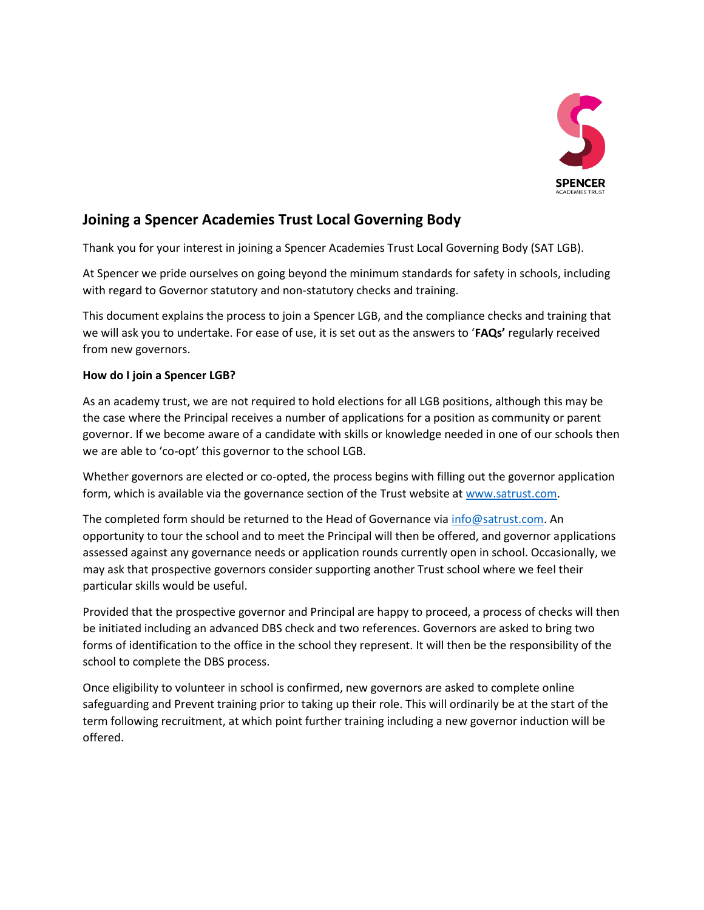## Joining a Spencer Academies Trust Local Governing Body

Thank you for your interest in joining a Spencer Academies Trust Local Governing Body (SAT LGB).

At Spencer we pride ourselves on going beyond the minimum standards for safety in schools, including with regard to Governor statutory and non-statutory checks and training.

This document explains the process to join a Spencer LGB, and the compliance checks and training that we will ask you to undertake. For ease of use, it is set out as the answers to '**FAQs'** regularly received from new governors.

**How do I join a Spencer LGB?**

As an academy trust, we are not required to hold elections for all LGB positions, although this may be the case where the Principal receives a number of applications for a position as community or parent governor. If we become aware of a candidate with skills or knowledge needed in one of our schools then we are able to 'co-opt' this governor to the school LGB.

Whether governors are elected or co-opted, the process begins with filling out the governor application form, which is available via the governance section of the Trust website at www.satrust.com.

The completed form should be returned to the Head of Governance via info@satrust.com. An opportunity to tour the school and to meet the Principal will then be offered, and governor applications assessed against any governance needs or application rounds currently open in school. Occasionally, we may ask that prospective governors consider supporting another Trust school where we feel their particular skills would be useful.

Provided that the prospective governor and Principal are happy to proceed, a process of checks will then be initiated including an advanced DBS check and two references. Governors are asked to bring two forms of identification to the office in the school they represent. It will then be the responsibility of the school to complete the DBS process.

Once eligibility to volunteer in school is confirmed, new governors are asked to complete online safeguarding and Prevent training prior to taking up their role. This will ordinarily be at the start of the term following recruitment, at which point further training including a new governor induction will be offered.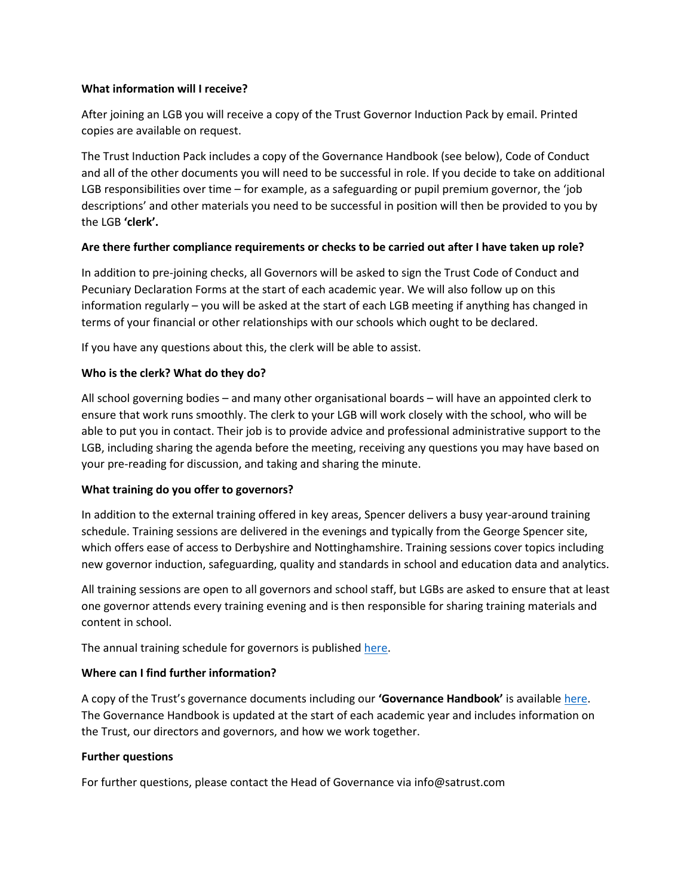**What information will I receive?**

After joining an LGB you will receive a copy of the Trust Governor Induction Pack by email. Printed copies are available on request.

The Trust Induction Pack includes a copy of the Governance Handbook (see below), Code of Conduct and all of the other documents you will need to be successful in role. If you decide to take on additional LGB responsibilities over time – for example, as a safeguarding or pupil premium governor, the 'job descriptions' and other materials you need to be successful in position will then be provided to you by the LGB **'clerk'.**

**Are there further compliance requirements or checks to be carried out after I have taken up role?**

In addition to pre-joining checks, all Governors will be asked to sign the Trust Code of Conduct and Pecuniary Declaration Forms at the start of each academic year. We will also follow up on this information regularly – you will be asked at the start of each LGB meeting if anything has changed in terms of your financial or other relationships with our schools which ought to be declared.

If you have any questions about this, the clerk will be able to assist.

**Who is the clerk? What do they do?**

All school governing bodies – and many other organisational boards – will have an appointed clerk to ensure that work runs smoothly. The clerk to your LGB will work closely with the school, who will be able to put you in contact. Their job is to provide advice and professional administrative support to the LGB, including sharing the agenda before the meeting, receiving any questions you may have based on your pre-reading for discussion, and taking and sharing the minute.

**What training do you offer to governors?**

In addition to the external training offered in key areas, Spencer delivers a busy year-around training schedule. Training sessions are delivered in the evenings and typically from the George Spencer site, which offers ease of access to Derbyshire and Nottinghamshire. Training sessions cover topics including new governor induction, safeguarding, quality and standards in school and education data and analytics.

All training sessions are open to all governors and school staff, but LGBs are asked to ensure that at least one governor attends every training evening and is then responsible for sharing training materials and content in school.

The annual training schedule for governors is published here.

**Where can I find further information?**

A copy of the Trust's governance documents including our **'Governance Handbook'** is available here. The Governance Handbook is updated at the start of each academic year and includes information on the Trust, our directors and governors, and how we work together.

**Further questions**

For further questions, please contact the Head of Governance via info@satrust.com